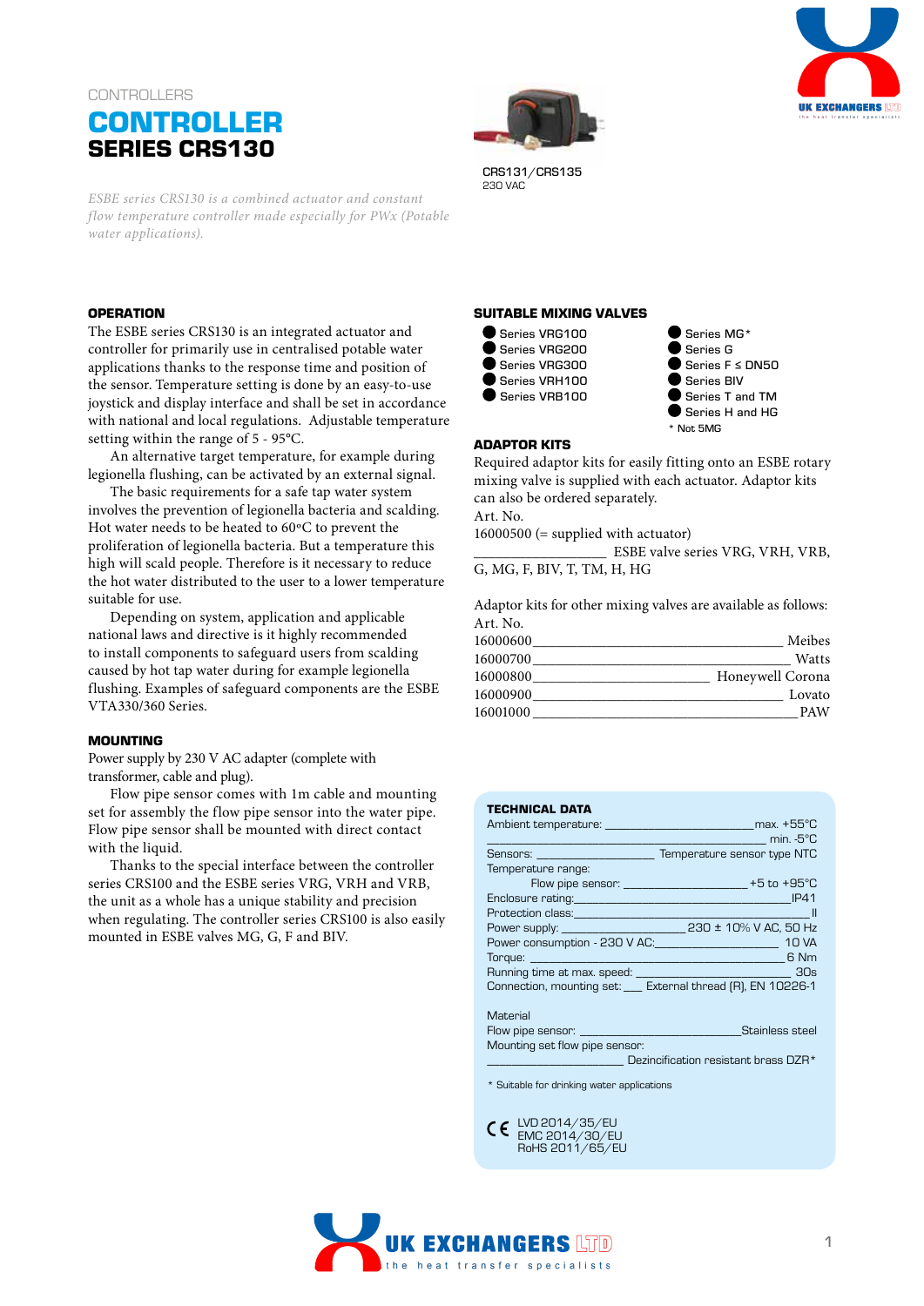CONTROLLERS

# CONTROLLER
## SERIES CRS130

CRS131/CRS135
230 VAC

*ESBE series CRS130 is a combined actuator and constant flow temperature controller made especially for PWx (Potable water applications).*

### OPERATION

The ESBE series CRS130 is an integrated actuator and controller for primarily use in centralised potable water applications thanks to the response time and position of the sensor. Temperature setting is done by an easy-to-use joystick and display interface and shall be set in accordance with national and local regulations. Adjustable temperature setting within the range of 5 - 95°C.

An alternative target temperature, for example during legionella flushing, can be activated by an external signal.

The basic requirements for a safe tap water system involves the prevention of legionella bacteria and scalding. Hot water needs to be heated to 60°C to prevent the proliferation of legionella bacteria. But a temperature this high will scald people. Therefore is it necessary to reduce the hot water distributed to the user to a lower temperature suitable for use.

Depending on system, application and applicable national laws and directive is it highly recommended to install components to safeguard users from scalding caused by hot tap water during for example legionella flushing. Examples of safeguard components are the ESBE VTA330/360 Series.

### MOUNTING

Power supply by 230 V AC adapter (complete with transformer, cable and plug).

Flow pipe sensor comes with 1m cable and mounting set for assembly the flow pipe sensor into the water pipe. Flow pipe sensor shall be mounted with direct contact with the liquid.

Thanks to the special interface between the controller series CRS100 and the ESBE series VRG, VRH and VRB, the unit as a whole has a unique stability and precision when regulating. The controller series CRS100 is also easily mounted in ESBE valves MG, G, F and BIV.

### SUITABLE MIXING VALVES

- Series VRG100
- Series VRG200
- Series VRG300
- Series VRH100
- Series VRB100
- Series MG*
- Series G
- Series F ≤ DN50
- Series BIV
- Series T and TM
- Series H and HG

\* Not 5MG

### ADAPTOR KITS

Required adaptor kits for easily fitting onto an ESBE rotary mixing valve is supplied with each actuator. Adaptor kits can also be ordered separately.

| Art. No. | |
|---|---|
| 16000500 (= supplied with actuator) | ESBE valve series VRG, VRH, VRB, G, MG, F, BIV, T, TM, H, HG |

Adaptor kits for other mixing valves are available as follows:

| Art. No. | |
|---|---|
| 16000600 | Meibes |
| 16000700 | Watts |
| 16000800 | Honeywell Corona |
| 16000900 | Lovato |
| 16001000 | PAW |

### TECHNICAL DATA

| | |
|---|---|
| Ambient temperature: | max. +55°C |
| | min. -5°C |
| Sensors: | Temperature sensor type NTC |
| Temperature range: | |
| Flow pipe sensor: | +5 to +95°C |
| Enclosure rating: | IP41 |
| Protection class: | II |
| Power supply: | 230 ± 10% V AC, 50 Hz |
| Power consumption - 230 V AC: | 10 VA |
| Torque: | 6 Nm |
| Running time at max. speed: | 30s |
| Connection, mounting set: | External thread (R), EN 10226-1 |

Material

| | |
|---|---|
| Flow pipe sensor: | Stainless steel |
| Mounting set flow pipe sensor: | |
| | Dezincification resistant brass DZR* |

\* Suitable for drinking water applications

CE
LVD 2014/35/EU
EMC 2014/30/EU
RoHS 2011/65/EU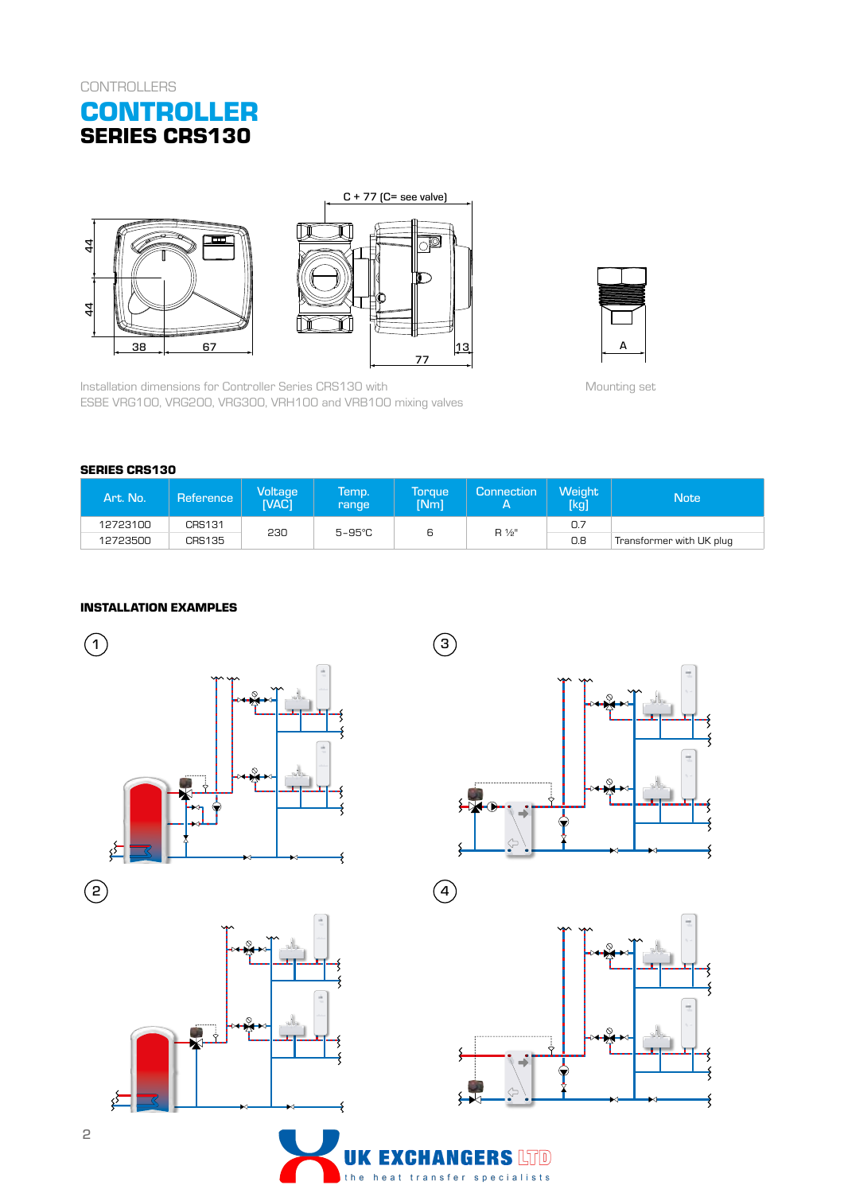CONTROLLERS

# CONTROLLER
## SERIES CRS130

C + 77 (C= see valve)

44
44
38
67
77
13
A

Installation dimensions for Controller Series CRS130 with ESBE VRG100, VRG200, VRG300, VRH100 and VRB100 mixing valves

Mounting set

### SERIES CRS130

| Art. No. | Reference | Voltage [VAC] | Temp. range | Torque [Nm] | Connection A | Weight [kg] | Note |
|---|---|---|---|---|---|---|---|
| 12723100 | CRS131 | 230 | 5–95°C | 6 | R ½" | 0.7 | |
| 12723500 | CRS135 | | | | | 0.8 | Transformer with UK plug |

### INSTALLATION EXAMPLES

1

2

3

4

UK EXCHANGERS LTD
the heat transfer specialists